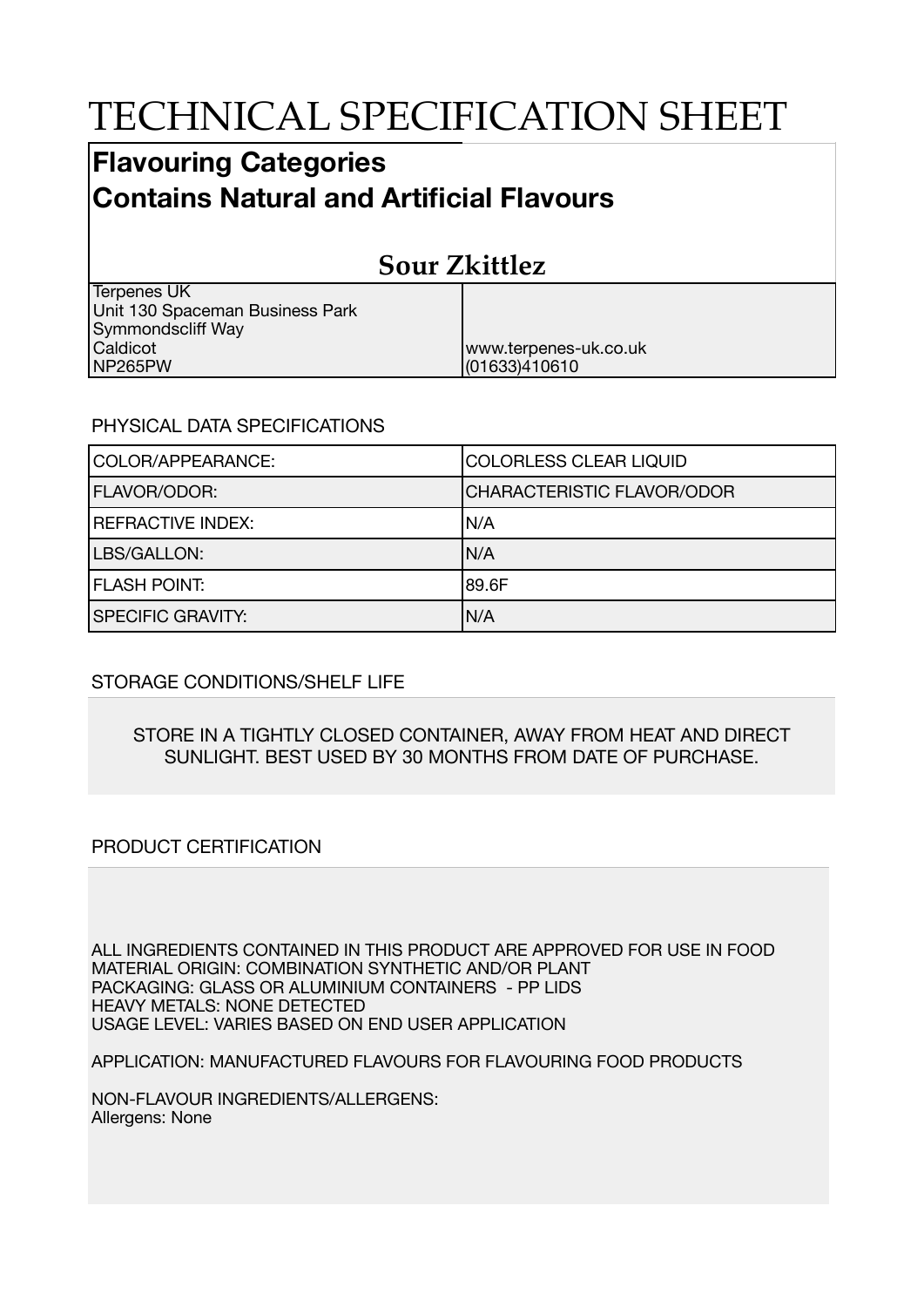# TECHNICAL SPECIFICATION SHEET

## Flavouring Categories
## Contains Natural and Artificial Flavours

### Sour Zkittlez

| | |
|---|---|
| Terpenes UK<br>Unit 130 Spaceman Business Park<br>Symmondscliff Way<br>Caldicot<br>NP265PW | www.terpenes-uk.co.uk<br>(01633)410610 |

PHYSICAL DATA SPECIFICATIONS

| | |
|---|---|
| COLOR/APPEARANCE: | COLORLESS CLEAR LIQUID |
| FLAVOR/ODOR: | CHARACTERISTIC FLAVOR/ODOR |
| REFRACTIVE INDEX: | N/A |
| LBS/GALLON: | N/A |
| FLASH POINT: | 89.6F |
| SPECIFIC GRAVITY: | N/A |

STORAGE CONDITIONS/SHELF LIFE

STORE IN A TIGHTLY CLOSED CONTAINER, AWAY FROM HEAT AND DIRECT SUNLIGHT. BEST USED BY 30 MONTHS FROM DATE OF PURCHASE.

PRODUCT CERTIFICATION

ALL INGREDIENTS CONTAINED IN THIS PRODUCT ARE APPROVED FOR USE IN FOOD
MATERIAL ORIGIN: COMBINATION SYNTHETIC AND/OR PLANT
PACKAGING: GLASS OR ALUMINIUM CONTAINERS - PP LIDS
HEAVY METALS: NONE DETECTED
USAGE LEVEL: VARIES BASED ON END USER APPLICATION

APPLICATION: MANUFACTURED FLAVOURS FOR FLAVOURING FOOD PRODUCTS

NON-FLAVOUR INGREDIENTS/ALLERGENS:
Allergens: None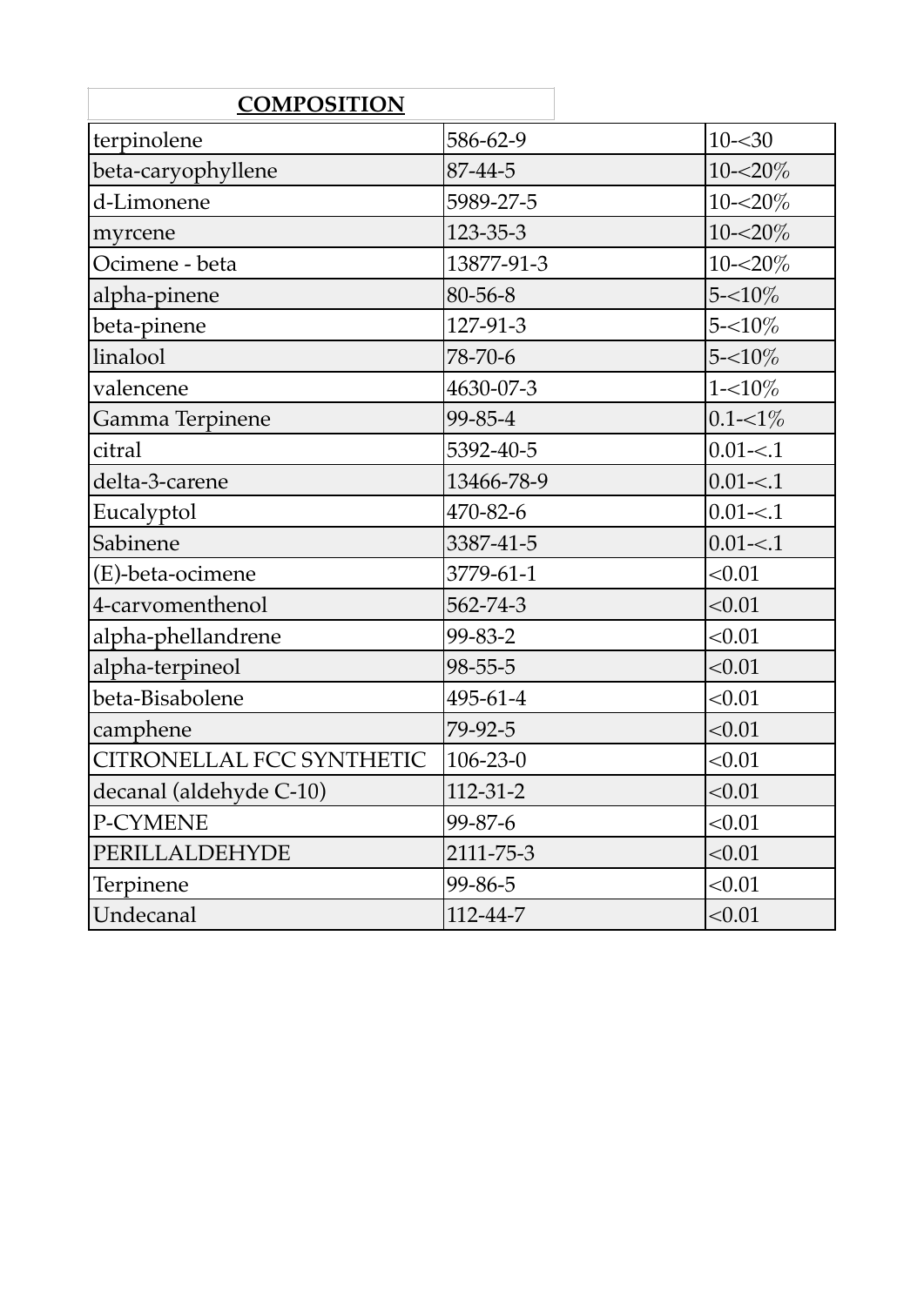**COMPOSITION**

| | | |
|---|---|---|
| terpinolene | 586-62-9 | 10-<30 |
| beta-caryophyllene | 87-44-5 | 10-<20% |
| d-Limonene | 5989-27-5 | 10-<20% |
| myrcene | 123-35-3 | 10-<20% |
| Ocimene - beta | 13877-91-3 | 10-<20% |
| alpha-pinene | 80-56-8 | 5-<10% |
| beta-pinene | 127-91-3 | 5-<10% |
| linalool | 78-70-6 | 5-<10% |
| valencene | 4630-07-3 | 1-<10% |
| Gamma Terpinene | 99-85-4 | 0.1-<1% |
| citral | 5392-40-5 | 0.01-<.1 |
| delta-3-carene | 13466-78-9 | 0.01-<.1 |
| Eucalyptol | 470-82-6 | 0.01-<.1 |
| Sabinene | 3387-41-5 | 0.01-<.1 |
| (E)-beta-ocimene | 3779-61-1 | <0.01 |
| 4-carvomenthenol | 562-74-3 | <0.01 |
| alpha-phellandrene | 99-83-2 | <0.01 |
| alpha-terpineol | 98-55-5 | <0.01 |
| beta-Bisabolene | 495-61-4 | <0.01 |
| camphene | 79-92-5 | <0.01 |
| CITRONELLAL FCC SYNTHETIC | 106-23-0 | <0.01 |
| decanal (aldehyde C-10) | 112-31-2 | <0.01 |
| P-CYMENE | 99-87-6 | <0.01 |
| PERILLALDEHYDE | 2111-75-3 | <0.01 |
| Terpinene | 99-86-5 | <0.01 |
| Undecanal | 112-44-7 | <0.01 |